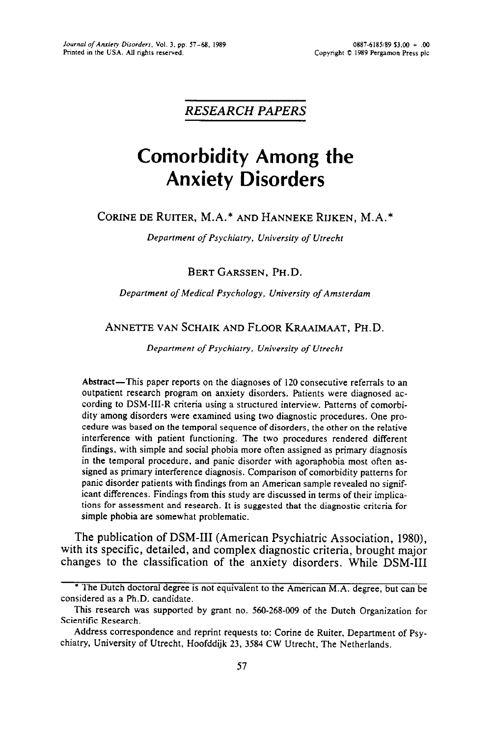*RESEARCH PAPERS*

# Comorbidity Among the Anxiety Disorders

CORINE DE RUITER, M.A.* AND HANNEKE RIJKEN, M.A.*

*Department of Psychiatry, University of Utrecht*

BERT GARSSEN, PH.D.

*Department of Medical Psychology, University of Amsterdam*

ANNETTE VAN SCHAIK AND FLOOR KRAAIMAAT, PH.D.

*Department of Psychiatry, University of Utrecht*

**Abstract**—This paper reports on the diagnoses of 120 consecutive referrals to an outpatient research program on anxiety disorders. Patients were diagnosed according to DSM-III-R criteria using a structured interview. Patterns of comorbidity among disorders were examined using two diagnostic procedures. One procedure was based on the temporal sequence of disorders, the other on the relative interference with patient functioning. The two procedures rendered different findings, with simple and social phobia more often assigned as primary diagnosis in the temporal procedure, and panic disorder with agoraphobia most often assigned as primary interference diagnosis. Comparison of comorbidity patterns for panic disorder patients with findings from an American sample revealed no significant differences. Findings from this study are discussed in terms of their implications for assessment and research. It is suggested that the diagnostic criteria for simple phobia are somewhat problematic.

The publication of DSM-III (American Psychiatric Association, 1980), with its specific, detailed, and complex diagnostic criteria, brought major changes to the classification of the anxiety disorders. While DSM-III

---

* The Dutch doctoral degree is not equivalent to the American M.A. degree, but can be considered as a Ph.D. candidate.

This research was supported by grant no. 560-268-009 of the Dutch Organization for Scientific Research.

Address correspondence and reprint requests to: Corine de Ruiter, Department of Psychiatry, University of Utrecht, Hoofddijk 23, 3584 CW Utrecht, The Netherlands.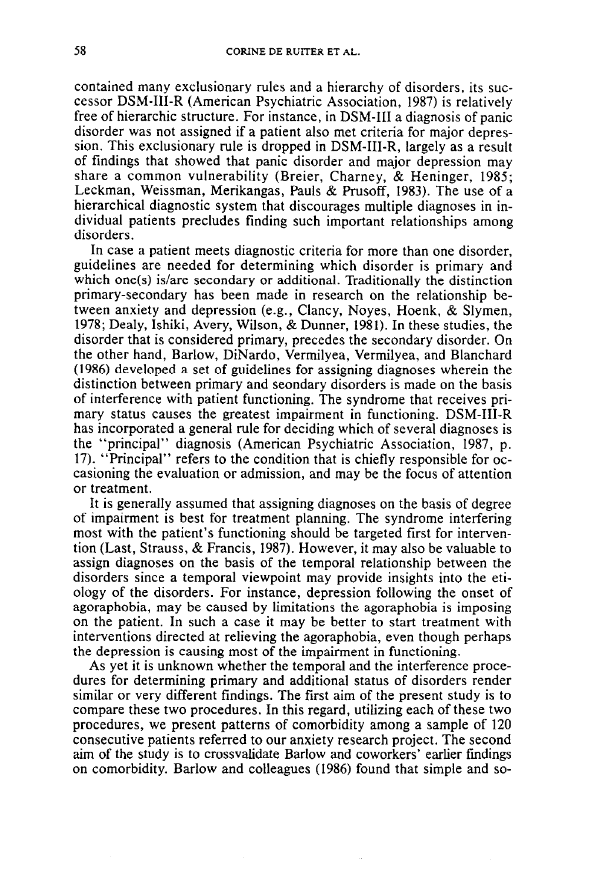contained many exclusionary rules and a hierarchy of disorders, its successor DSM-III-R (American Psychiatric Association, 1987) is relatively free of hierarchic structure. For instance, in DSM-III a diagnosis of panic disorder was not assigned if a patient also met criteria for major depression. This exclusionary rule is dropped in DSM-III-R, largely as a result of findings that showed that panic disorder and major depression may share a common vulnerability (Breier, Charney, & Heninger, 1985; Leckman, Weissman, Merikangas, Pauls & Prusoff, 1983). The use of a hierarchical diagnostic system that discourages multiple diagnoses in individual patients precludes finding such important relationships among disorders.

In case a patient meets diagnostic criteria for more than one disorder, guidelines are needed for determining which disorder is primary and which one(s) is/are secondary or additional. Traditionally the distinction primary-secondary has been made in research on the relationship between anxiety and depression (e.g., Clancy, Noyes, Hoenk, & Slymen, 1978; Dealy, Ishiki, Avery, Wilson, & Dunner, 1981). In these studies, the disorder that is considered primary, precedes the secondary disorder. On the other hand, Barlow, DiNardo, Vermilyea, Vermilyea, and Blanchard (1986) developed a set of guidelines for assigning diagnoses wherein the distinction between primary and seondary disorders is made on the basis of interference with patient functioning. The syndrome that receives primary status causes the greatest impairment in functioning. DSM-III-R has incorporated a general rule for deciding which of several diagnoses is the "principal" diagnosis (American Psychiatric Association, 1987, p. 17). "Principal" refers to the condition that is chiefly responsible for occasioning the evaluation or admission, and may be the focus of attention or treatment.

It is generally assumed that assigning diagnoses on the basis of degree of impairment is best for treatment planning. The syndrome interfering most with the patient's functioning should be targeted first for intervention (Last, Strauss, & Francis, 1987). However, it may also be valuable to assign diagnoses on the basis of the temporal relationship between the disorders since a temporal viewpoint may provide insights into the etiology of the disorders. For instance, depression following the onset of agoraphobia, may be caused by limitations the agoraphobia is imposing on the patient. In such a case it may be better to start treatment with interventions directed at relieving the agoraphobia, even though perhaps the depression is causing most of the impairment in functioning.

As yet it is unknown whether the temporal and the interference procedures for determining primary and additional status of disorders render similar or very different findings. The first aim of the present study is to compare these two procedures. In this regard, utilizing each of these two procedures, we present patterns of comorbidity among a sample of 120 consecutive patients referred to our anxiety research project. The second aim of the study is to crossvalidate Barlow and coworkers' earlier findings on comorbidity. Barlow and colleagues (1986) found that simple and so-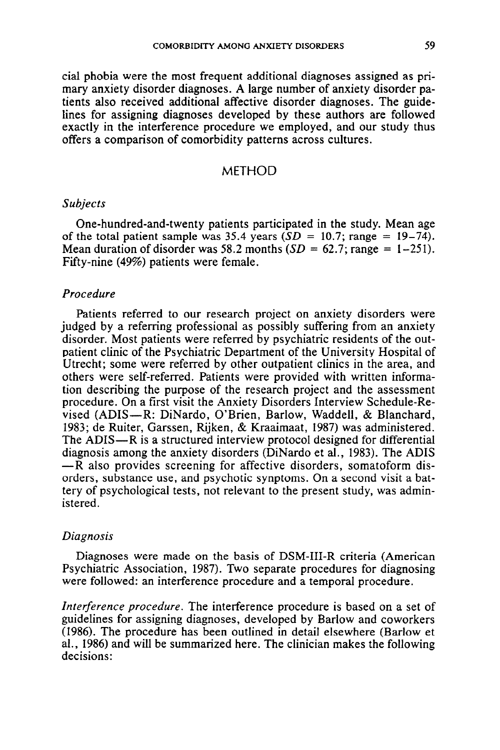cial phobia were the most frequent additional diagnoses assigned as primary anxiety disorder diagnoses. A large number of anxiety disorder patients also received additional affective disorder diagnoses. The guidelines for assigning diagnoses developed by these authors are followed exactly in the interference procedure we employed, and our study thus offers a comparison of comorbidity patterns across cultures.

## METHOD

### *Subjects*

One-hundred-and-twenty patients participated in the study. Mean age of the total patient sample was 35.4 years (*SD* = 10.7; range = 19–74). Mean duration of disorder was 58.2 months (*SD* = 62.7; range = 1–251). Fifty-nine (49%) patients were female.

### *Procedure*

Patients referred to our research project on anxiety disorders were judged by a referring professional as possibly suffering from an anxiety disorder. Most patients were referred by psychiatric residents of the outpatient clinic of the Psychiatric Department of the University Hospital of Utrecht; some were referred by other outpatient clinics in the area, and others were self-referred. Patients were provided with written information describing the purpose of the research project and the assessment procedure. On a first visit the Anxiety Disorders Interview Schedule-Revised (ADIS—R: DiNardo, O'Brien, Barlow, Waddell, & Blanchard, 1983; de Ruiter, Garssen, Rijken, & Kraaimaat, 1987) was administered. The ADIS—R is a structured interview protocol designed for differential diagnosis among the anxiety disorders (DiNardo et al., 1983). The ADIS—R also provides screening for affective disorders, somatoform disorders, substance use, and psychotic synptoms. On a second visit a battery of psychological tests, not relevant to the present study, was administered.

### *Diagnosis*

Diagnoses were made on the basis of DSM-III-R criteria (American Psychiatric Association, 1987). Two separate procedures for diagnosing were followed: an interference procedure and a temporal procedure.

*Interference procedure.* The interference procedure is based on a set of guidelines for assigning diagnoses, developed by Barlow and coworkers (1986). The procedure has been outlined in detail elsewhere (Barlow et al., 1986) and will be summarized here. The clinician makes the following decisions: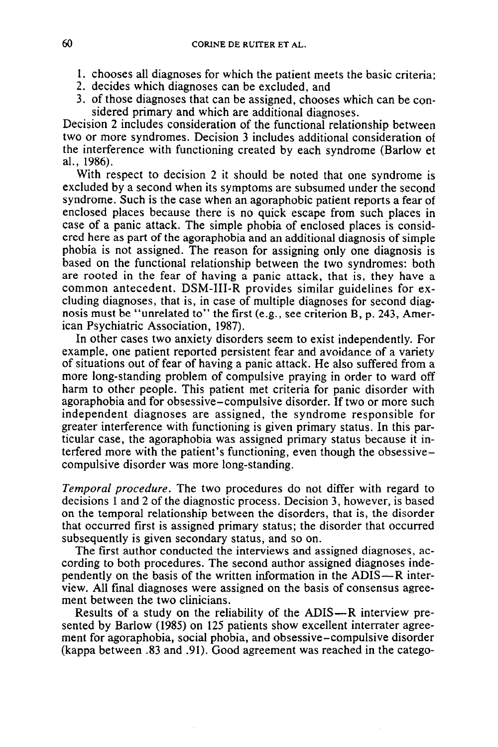1. chooses all diagnoses for which the patient meets the basic criteria;
2. decides which diagnoses can be excluded, and
3. of those diagnoses that can be assigned, chooses which can be considered primary and which are additional diagnoses.

Decision 2 includes consideration of the functional relationship between two or more syndromes. Decision 3 includes additional consideration of the interference with functioning created by each syndrome (Barlow et al., 1986).

With respect to decision 2 it should be noted that one syndrome is excluded by a second when its symptoms are subsumed under the second syndrome. Such is the case when an agoraphobic patient reports a fear of enclosed places because there is no quick escape from such places in case of a panic attack. The simple phobia of enclosed places is considered here as part of the agoraphobia and an additional diagnosis of simple phobia is not assigned. The reason for assigning only one diagnosis is based on the functional relationship between the two syndromes: both are rooted in the fear of having a panic attack, that is, they have a common antecedent. DSM-III-R provides similar guidelines for excluding diagnoses, that is, in case of multiple diagnoses for second diagnosis must be "unrelated to" the first (e.g., see criterion B, p. 243, American Psychiatric Association, 1987).

In other cases two anxiety disorders seem to exist independently. For example, one patient reported persistent fear and avoidance of a variety of situations out of fear of having a panic attack. He also suffered from a more long-standing problem of compulsive praying in order to ward off harm to other people. This patient met criteria for panic disorder with agoraphobia and for obsessive–compulsive disorder. If two or more such independent diagnoses are assigned, the syndrome responsible for greater interference with functioning is given primary status. In this particular case, the agoraphobia was assigned primary status because it interfered more with the patient's functioning, even though the obsessive–compulsive disorder was more long-standing.

*Temporal procedure*. The two procedures do not differ with regard to decisions 1 and 2 of the diagnostic process. Decision 3, however, is based on the temporal relationship between the disorders, that is, the disorder that occurred first is assigned primary status; the disorder that occurred subsequently is given secondary status, and so on.

The first author conducted the interviews and assigned diagnoses, according to both procedures. The second author assigned diagnoses independently on the basis of the written information in the ADIS—R interview. All final diagnoses were assigned on the basis of consensus agreement between the two clinicians.

Results of a study on the reliability of the ADIS—R interview presented by Barlow (1985) on 125 patients show excellent interrater agreement for agoraphobia, social phobia, and obsessive–compulsive disorder (kappa between .83 and .91). Good agreement was reached in the catego-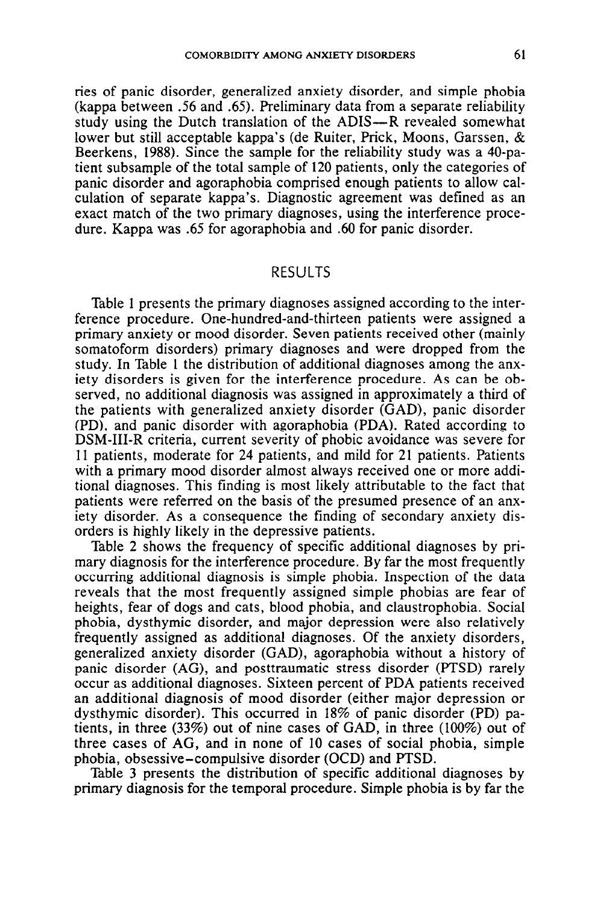ries of panic disorder, generalized anxiety disorder, and simple phobia (kappa between .56 and .65). Preliminary data from a separate reliability study using the Dutch translation of the ADIS—R revealed somewhat lower but still acceptable kappa's (de Ruiter, Prick, Moons, Garssen, & Beerkens, 1988). Since the sample for the reliability study was a 40-patient subsample of the total sample of 120 patients, only the categories of panic disorder and agoraphobia comprised enough patients to allow calculation of separate kappa's. Diagnostic agreement was defined as an exact match of the two primary diagnoses, using the interference procedure. Kappa was .65 for agoraphobia and .60 for panic disorder.

## RESULTS

Table 1 presents the primary diagnoses assigned according to the interference procedure. One-hundred-and-thirteen patients were assigned a primary anxiety or mood disorder. Seven patients received other (mainly somatoform disorders) primary diagnoses and were dropped from the study. In Table 1 the distribution of additional diagnoses among the anxiety disorders is given for the interference procedure. As can be observed, no additional diagnosis was assigned in approximately a third of the patients with generalized anxiety disorder (GAD), panic disorder (PD), and panic disorder with agoraphobia (PDA). Rated according to DSM-III-R criteria, current severity of phobic avoidance was severe for 11 patients, moderate for 24 patients, and mild for 21 patients. Patients with a primary mood disorder almost always received one or more additional diagnoses. This finding is most likely attributable to the fact that patients were referred on the basis of the presumed presence of an anxiety disorder. As a consequence the finding of secondary anxiety disorders is highly likely in the depressive patients.

Table 2 shows the frequency of specific additional diagnoses by primary diagnosis for the interference procedure. By far the most frequently occurring additional diagnosis is simple phobia. Inspection of the data reveals that the most frequently assigned simple phobias are fear of heights, fear of dogs and cats, blood phobia, and claustrophobia. Social phobia, dysthymic disorder, and major depression were also relatively frequently assigned as additional diagnoses. Of the anxiety disorders, generalized anxiety disorder (GAD), agoraphobia without a history of panic disorder (AG), and posttraumatic stress disorder (PTSD) rarely occur as additional diagnoses. Sixteen percent of PDA patients received an additional diagnosis of mood disorder (either major depression or dysthymic disorder). This occurred in 18% of panic disorder (PD) patients, in three (33%) out of nine cases of GAD, in three (100%) out of three cases of AG, and in none of 10 cases of social phobia, simple phobia, obsessive–compulsive disorder (OCD) and PTSD.

Table 3 presents the distribution of specific additional diagnoses by primary diagnosis for the temporal procedure. Simple phobia is by far the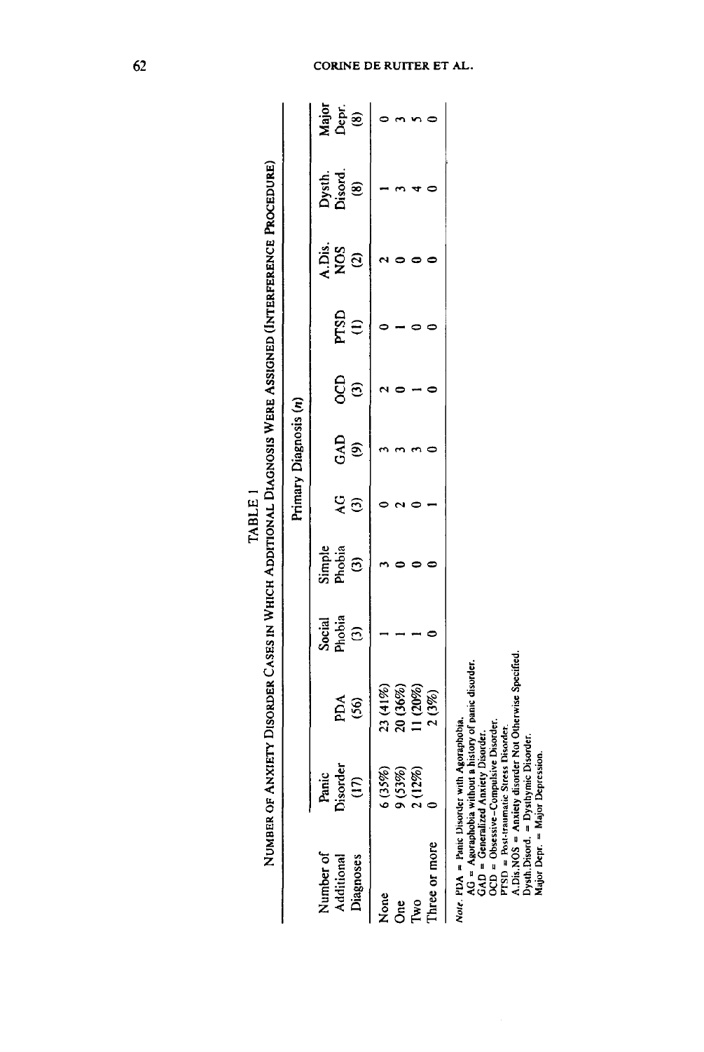TABLE 1

NUMBER OF ANXIETY DISORDER CASES IN WHICH ADDITIONAL DIAGNOSIS WERE ASSIGNED (INTERFERENCE PROCEDURE)

| Number of Additional Diagnoses | Primary Diagnosis (*n*) | | | | | | | | | | |
|---|---|---|---|---|---|---|---|---|---|---|---|
| | Panic Disorder (17) | PDA (56) | Social Phobia (3) | Simple Phobia (3) | AG (3) | GAD (9) | OCD (3) | PTSD (1) | A.Dis. NOS (2) | Dysth. Disord. (8) | Major Depr. (8) |
| None | 6 (35%) | 23 (41%) | 1 | 3 | 0 | 3 | 2 | 0 | 2 | 1 | 0 |
| One | 9 (53%) | 20 (36%) | 1 | 0 | 2 | 3 | 0 | 1 | 0 | 3 | 3 |
| Two | 2 (12%) | 11 (20%) | 1 | 0 | 0 | 3 | 1 | 0 | 0 | 4 | 5 |
| Three or more | 0 | 2 (3%) | 0 | 0 | 1 | 0 | 0 | 0 | 0 | 0 | 0 |

*Note.* PDA = Panic Disorder with Agoraphobia.
AG = Agoraphobia without a history of panic disorder.
GAD = Generalized Anxiety Disorder.
OCD = Obsessive–Compulsive Disorder.
PTSD = Post-traumatic Stress Disorder.
A.Dis.NOS = Anxiety disorder Not Otherwise Specified.
Dysth.Disord. = Dysthymic Disorder.
Major Depr. = Major Depression.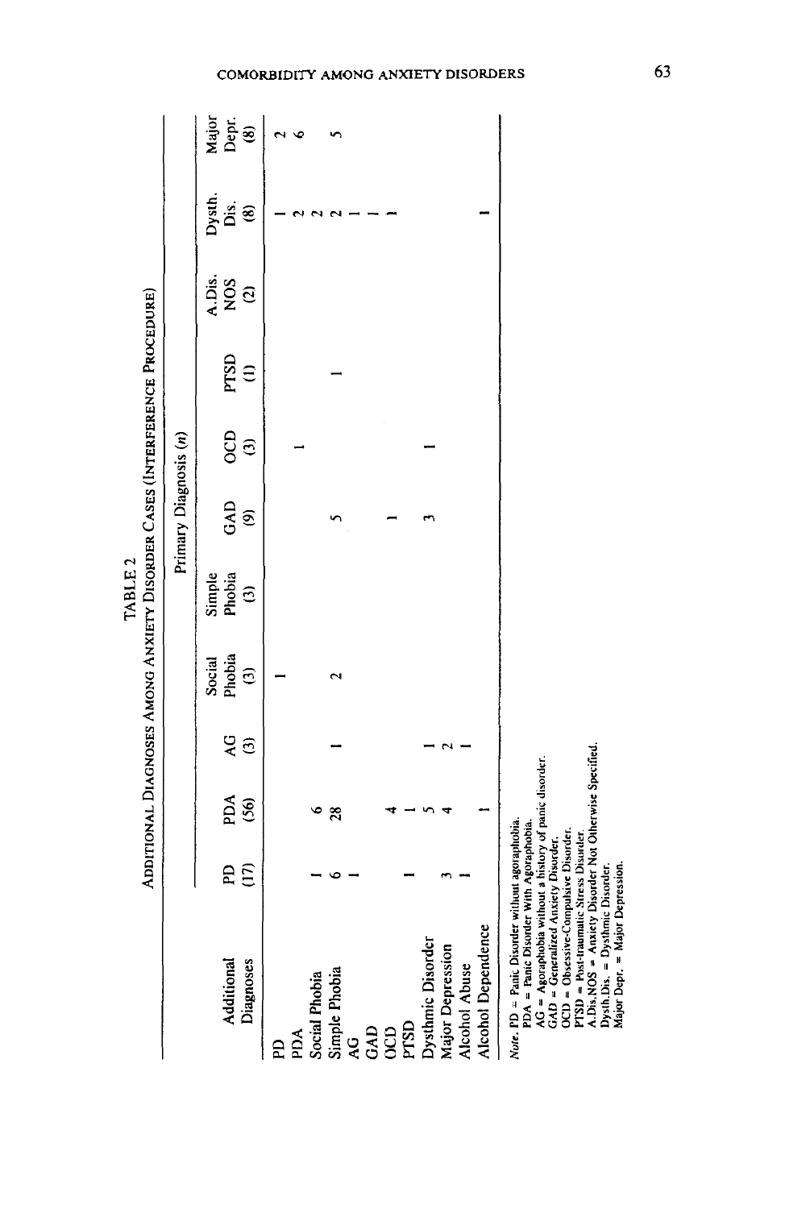TABLE 2

ADDITIONAL DIAGNOSES AMONG ANXIETY DISORDER CASES (INTERFERENCE PROCEDURE)

| Additional Diagnoses | Primary Diagnosis (*n*) | | | | | | | | | | |
|---|---|---|---|---|---|---|---|---|---|---|---|
| | PD (17) | PDA (56) | AG (3) | Social Phobia (3) | Simple Phobia (3) | GAD (9) | OCD (3) | PTSD (1) | A.Dis. NOS (2) | Dysth. Dis. (8) | Major Depr. (8) |
| PD | | | | 1 | | | | | | 1 | 2 |
| PDA | | | | | | | 1 | | | 2 | 6 |
| Social Phobia | 1 | 6 | | | | | | | | 2 | |
| Simple Phobia | 6 | 28 | 1 | 2 | | 5 | | 1 | | 2 | 5 |
| AG | 1 | | | | | | | | | 1 | |
| GAD | | | | | | | | | | 1 | |
| OCD | | 4 | | | | 1 | | | | 1 | |
| PTSD | 1 | 1 | | | | | | | | | |
| Dysthmic Disorder | | 5 | 1 | | | 3 | 1 | | | | |
| Major Depression | 3 | 4 | 2 | | | | | | | | |
| Alcohol Abuse | 1 | | 1 | | | | | | | | |
| Alcohol Dependence | | 1 | | | | | | | | 1 | |

*Note.* PD = Panic Disorder without agoraphobia.
PDA = Panic Disorder With Agoraphobia.
AG = Agoraphobia without a history of panic disorder.
GAD = Generalized Anxiety Disorder.
OCD = Obsessive-Compulsive Disorder.
PTSD = Post-traumatic Stress Disorder.
A.Dis.NOS = Anxiety Disorder Not Otherwise Specified.
Dysth.Dis. = Dysthmic Disorder.
Major Depr. = Major Depression.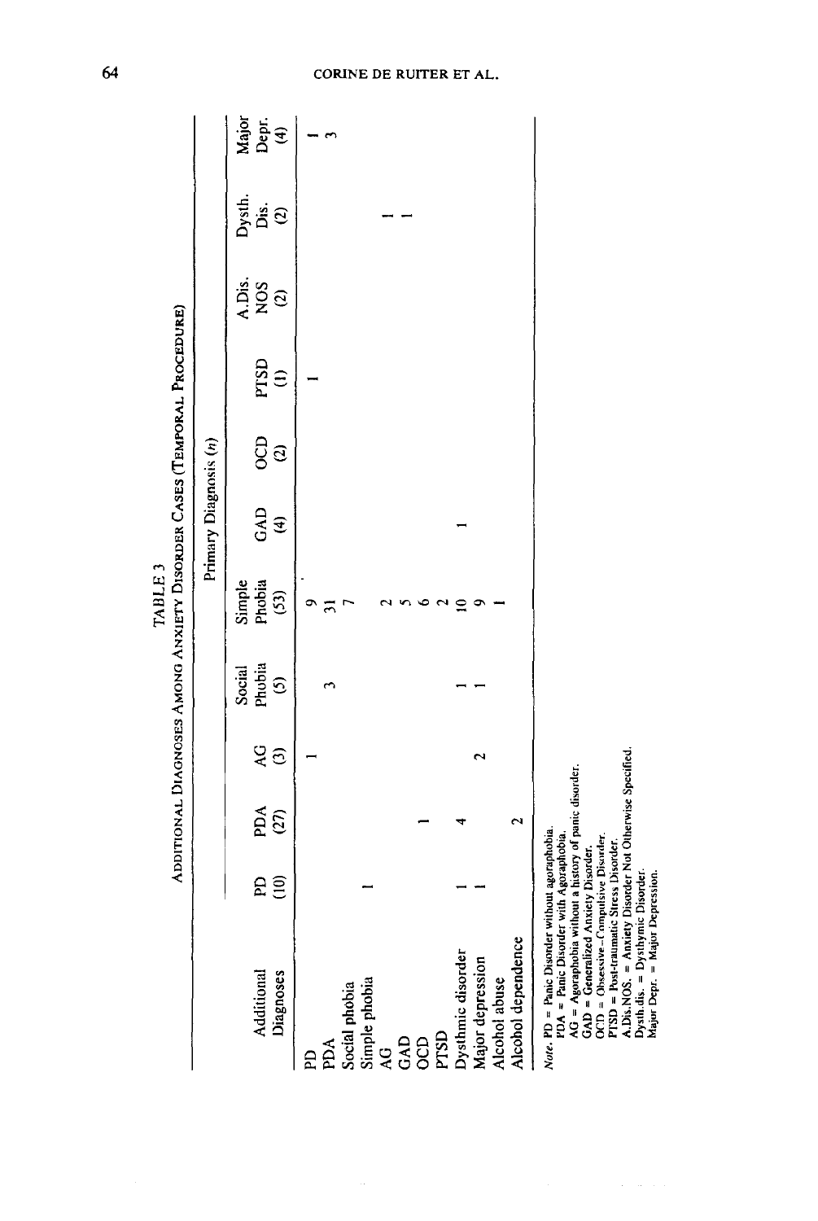TABLE 3

ADDITIONAL DIAGNOSES AMONG ANXIETY DISORDER CASES (TEMPORAL PROCEDURE)

| Additional Diagnoses | Primary Diagnosis (n) | | | | | | | | | | |
|---|---|---|---|---|---|---|---|---|---|---|---|
| | PD (10) | PDA (27) | AG (3) | Social Phobia (5) | Simple Phobia (53) | GAD (4) | OCD (2) | PTSD (1) | A.Dis. NOS (2) | Dysth. Dis. (2) | Major Depr. (4) |
| PD | | | 1 | | 9 | | | 1 | | | 1 |
| PDA | | | | 3 | 31 | | | | | | 3 |
| Social phobia | | | | | 7 | | | | | | |
| Simple phobia | 1 | | | | | | | | | | |
| AG | | | | | 2 | | | | | 1 | |
| GAD | | | | | 5 | | | | | 1 | |
| OCD | | 1 | | | 6 | | | | | | |
| PTSD | | | | | 2 | | | | | | |
| Dysthmic disorder | 1 | 4 | | 1 | 10 | 1 | | | | | |
| Major depression | 1 | | 2 | 1 | 9 | | | | | | |
| Alcohol abuse | | | | | 1 | | | | | | |
| Alcohol dependence | | 2 | | | | | | | | | |

*Note.* PD = Panic Disorder without agoraphobia.
PDA = Panic Disorder with Agoraphobia.
AG = Agoraphobia without a history of panic disorder.
GAD = Generalized Anxiety Disorder.
OCD = Obsessive–Compulsive Disorder.
PTSD = Post-traumatic Stress Disorder.
A.Dis.NOS. = Anxiety Disorder Not Otherwise Specified.
Dysth.dis. = Dysthymic Disorder.
Major Depr. = Major Depression.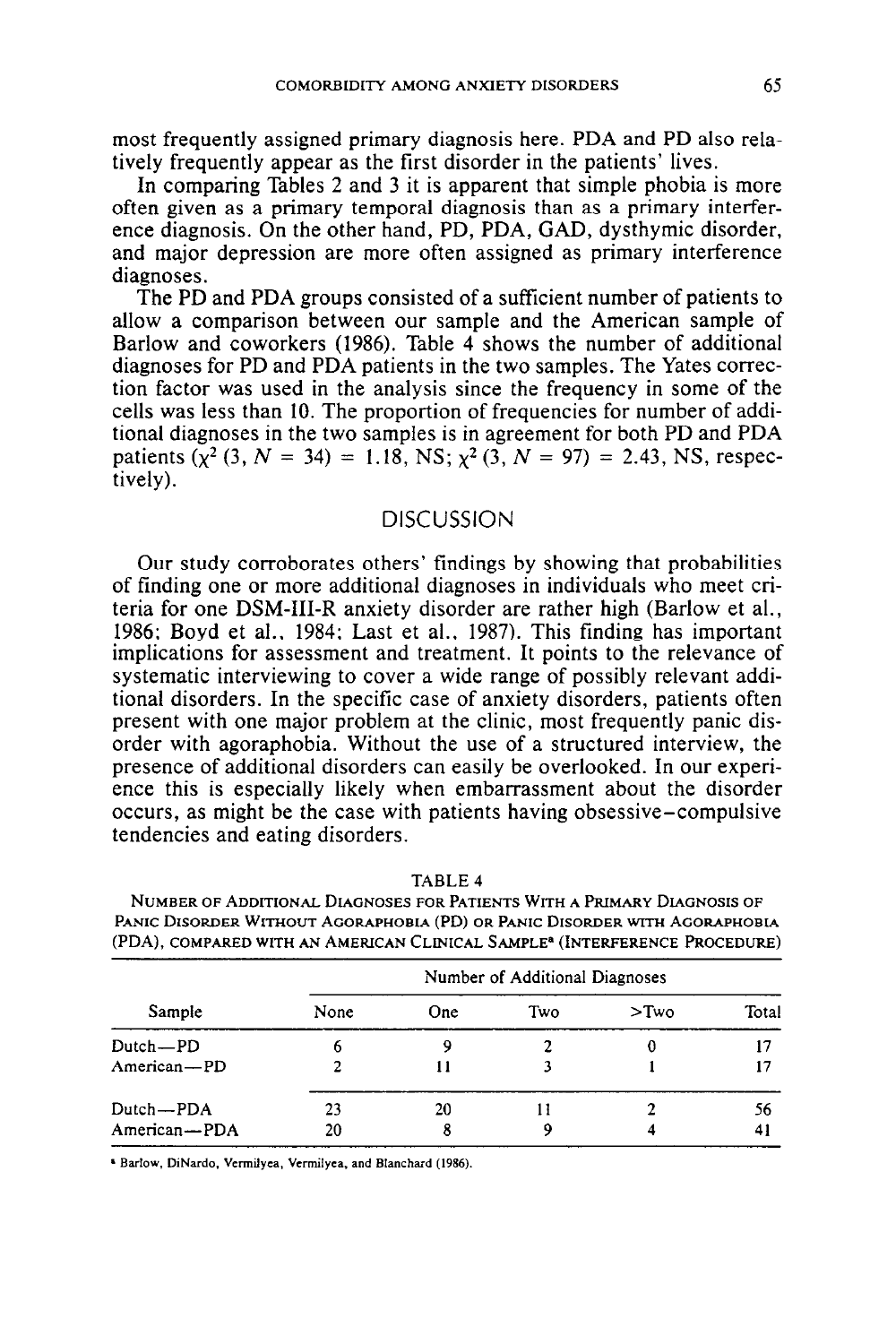most frequently assigned primary diagnosis here. PDA and PD also relatively frequently appear as the first disorder in the patients' lives.

In comparing Tables 2 and 3 it is apparent that simple phobia is more often given as a primary temporal diagnosis than as a primary interference diagnosis. On the other hand, PD, PDA, GAD, dysthymic disorder, and major depression are more often assigned as primary interference diagnoses.

The PD and PDA groups consisted of a sufficient number of patients to allow a comparison between our sample and the American sample of Barlow and coworkers (1986). Table 4 shows the number of additional diagnoses for PD and PDA patients in the two samples. The Yates correction factor was used in the analysis since the frequency in some of the cells was less than 10. The proportion of frequencies for number of additional diagnoses in the two samples is in agreement for both PD and PDA patients ($\chi^2$ (3, $N$ = 34) = 1.18, NS; $\chi^2$ (3, $N$ = 97) = 2.43, NS, respectively).

## DISCUSSION

Our study corroborates others' findings by showing that probabilities of finding one or more additional diagnoses in individuals who meet criteria for one DSM-III-R anxiety disorder are rather high (Barlow et al., 1986; Boyd et al., 1984; Last et al., 1987). This finding has important implications for assessment and treatment. It points to the relevance of systematic interviewing to cover a wide range of possibly relevant additional disorders. In the specific case of anxiety disorders, patients often present with one major problem at the clinic, most frequently panic disorder with agoraphobia. Without the use of a structured interview, the presence of additional disorders can easily be overlooked. In our experience this is especially likely when embarrassment about the disorder occurs, as might be the case with patients having obsessive–compulsive tendencies and eating disorders.

TABLE 4

Number of Additional Diagnoses for Patients With a Primary Diagnosis of Panic Disorder Without Agoraphobia (PD) or Panic Disorder with Agoraphobia (PDA), Compared with an American Clinical Sample[a] (Interference Procedure)

| Sample | Number of Additional Diagnoses | | | | |
|---|---|---|---|---|---|
| | None | One | Two | >Two | Total |
| Dutch—PD | 6 | 9 | 2 | 0 | 17 |
| American—PD | 2 | 11 | 3 | 1 | 17 |
| Dutch—PDA | 23 | 20 | 11 | 2 | 56 |
| American—PDA | 20 | 8 | 9 | 4 | 41 |

[a] Barlow, DiNardo, Vermilyea, Vermilyea, and Blanchard (1986).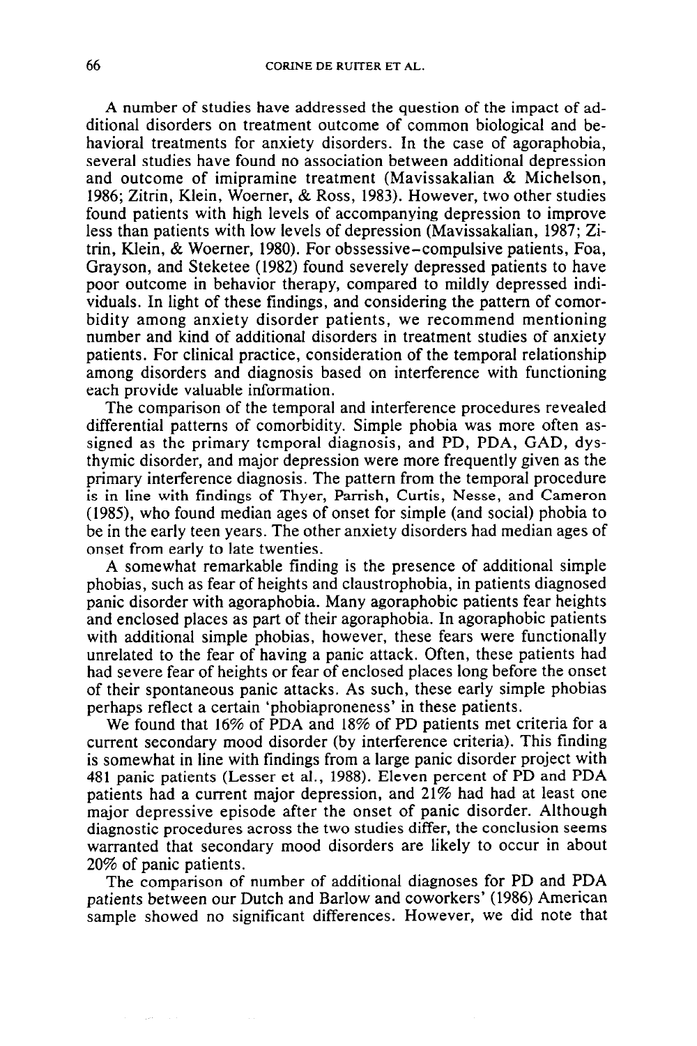A number of studies have addressed the question of the impact of additional disorders on treatment outcome of common biological and behavioral treatments for anxiety disorders. In the case of agoraphobia, several studies have found no association between additional depression and outcome of imipramine treatment (Mavissakalian & Michelson, 1986; Zitrin, Klein, Woerner, & Ross, 1983). However, two other studies found patients with high levels of accompanying depression to improve less than patients with low levels of depression (Mavissakalian, 1987; Zitrin, Klein, & Woerner, 1980). For obssessive–compulsive patients, Foa, Grayson, and Steketee (1982) found severely depressed patients to have poor outcome in behavior therapy, compared to mildly depressed individuals. In light of these findings, and considering the pattern of comorbidity among anxiety disorder patients, we recommend mentioning number and kind of additional disorders in treatment studies of anxiety patients. For clinical practice, consideration of the temporal relationship among disorders and diagnosis based on interference with functioning each provide valuable information.

The comparison of the temporal and interference procedures revealed differential patterns of comorbidity. Simple phobia was more often assigned as the primary temporal diagnosis, and PD, PDA, GAD, dysthymic disorder, and major depression were more frequently given as the primary interference diagnosis. The pattern from the temporal procedure is in line with findings of Thyer, Parrish, Curtis, Nesse, and Cameron (1985), who found median ages of onset for simple (and social) phobia to be in the early teen years. The other anxiety disorders had median ages of onset from early to late twenties.

A somewhat remarkable finding is the presence of additional simple phobias, such as fear of heights and claustrophobia, in patients diagnosed panic disorder with agoraphobia. Many agoraphobic patients fear heights and enclosed places as part of their agoraphobia. In agoraphobic patients with additional simple phobias, however, these fears were functionally unrelated to the fear of having a panic attack. Often, these patients had had severe fear of heights or fear of enclosed places long before the onset of their spontaneous panic attacks. As such, these early simple phobias perhaps reflect a certain 'phobiaproneness' in these patients.

We found that 16% of PDA and 18% of PD patients met criteria for a current secondary mood disorder (by interference criteria). This finding is somewhat in line with findings from a large panic disorder project with 481 panic patients (Lesser et al., 1988). Eleven percent of PD and PDA patients had a current major depression, and 21% had had at least one major depressive episode after the onset of panic disorder. Although diagnostic procedures across the two studies differ, the conclusion seems warranted that secondary mood disorders are likely to occur in about 20% of panic patients.

The comparison of number of additional diagnoses for PD and PDA patients between our Dutch and Barlow and coworkers' (1986) American sample showed no significant differences. However, we did note that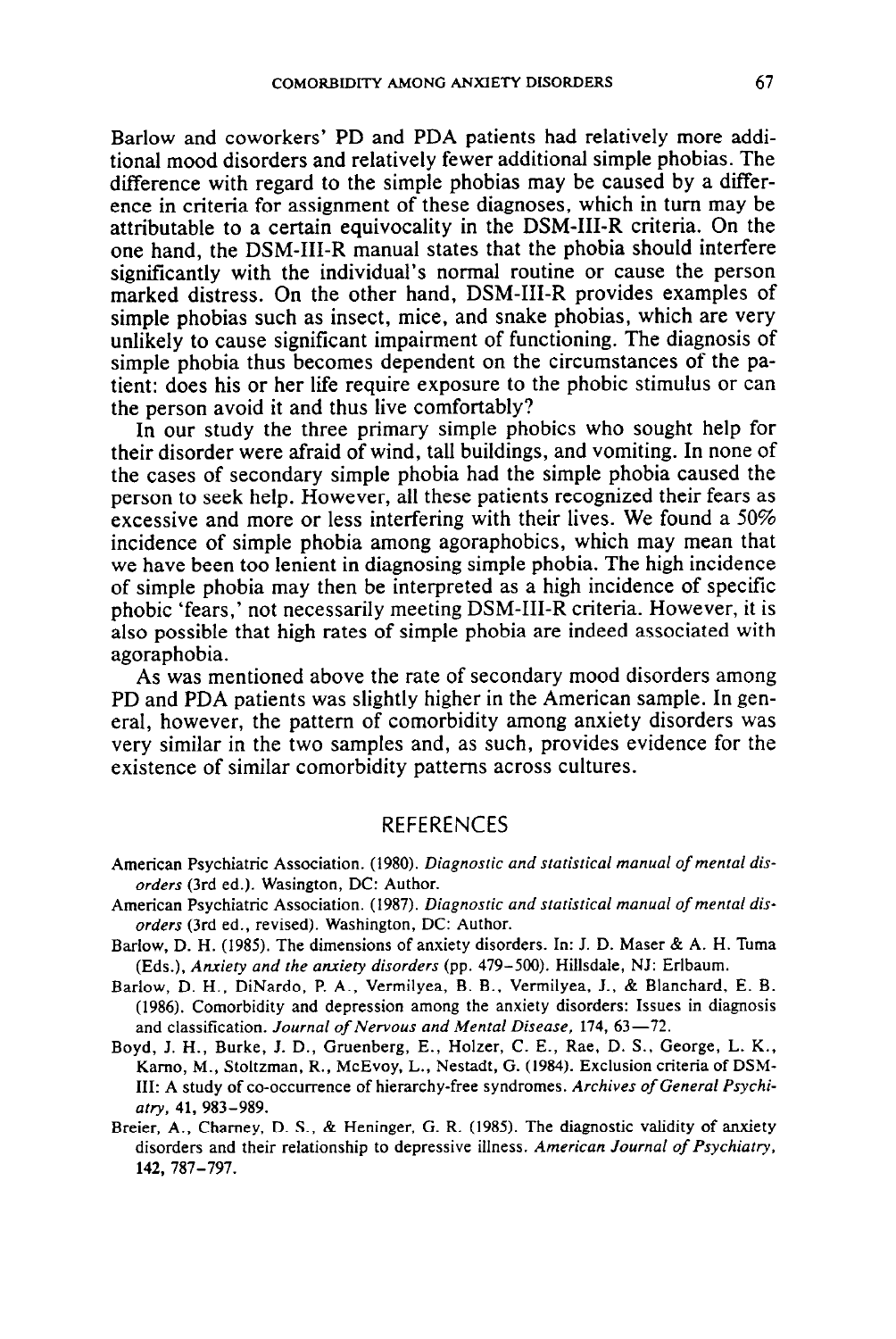Barlow and coworkers' PD and PDA patients had relatively more additional mood disorders and relatively fewer additional simple phobias. The difference with regard to the simple phobias may be caused by a difference in criteria for assignment of these diagnoses, which in turn may be attributable to a certain equivocality in the DSM-III-R criteria. On the one hand, the DSM-III-R manual states that the phobia should interfere significantly with the individual's normal routine or cause the person marked distress. On the other hand, DSM-III-R provides examples of simple phobias such as insect, mice, and snake phobias, which are very unlikely to cause significant impairment of functioning. The diagnosis of simple phobia thus becomes dependent on the circumstances of the patient: does his or her life require exposure to the phobic stimulus or can the person avoid it and thus live comfortably?

In our study the three primary simple phobics who sought help for their disorder were afraid of wind, tall buildings, and vomiting. In none of the cases of secondary simple phobia had the simple phobia caused the person to seek help. However, all these patients recognized their fears as excessive and more or less interfering with their lives. We found a 50% incidence of simple phobia among agoraphobics, which may mean that we have been too lenient in diagnosing simple phobia. The high incidence of simple phobia may then be interpreted as a high incidence of specific phobic 'fears,' not necessarily meeting DSM-III-R criteria. However, it is also possible that high rates of simple phobia are indeed associated with agoraphobia.

As was mentioned above the rate of secondary mood disorders among PD and PDA patients was slightly higher in the American sample. In general, however, the pattern of comorbidity among anxiety disorders was very similar in the two samples and, as such, provides evidence for the existence of similar comorbidity patterns across cultures.

## REFERENCES

American Psychiatric Association. (1980). *Diagnostic and statistical manual of mental disorders* (3rd ed.). Wasington, DC: Author.

American Psychiatric Association. (1987). *Diagnostic and statistical manual of mental disorders* (3rd ed., revised). Washington, DC: Author.

Barlow, D. H. (1985). The dimensions of anxiety disorders. In: J. D. Maser & A. H. Tuma (Eds.), *Anxiety and the anxiety disorders* (pp. 479–500). Hillsdale, NJ: Erlbaum.

Barlow, D. H., DiNardo, P. A., Vermilyea, B. B., Vermilyea, J., & Blanchard, E. B. (1986). Comorbidity and depression among the anxiety disorders: Issues in diagnosis and classification. *Journal of Nervous and Mental Disease*, 174, 63—72.

Boyd, J. H., Burke, J. D., Gruenberg, E., Holzer, C. E., Rae, D. S., George, L. K., Karno, M., Stoltzman, R., McEvoy, L., Nestadt, G. (1984). Exclusion criteria of DSM-III: A study of co-occurrence of hierarchy-free syndromes. *Archives of General Psychiatry*, 41, 983–989.

Breier, A., Charney, D. S., & Heninger, G. R. (1985). The diagnostic validity of anxiety disorders and their relationship to depressive illness. *American Journal of Psychiatry*, 142, 787–797.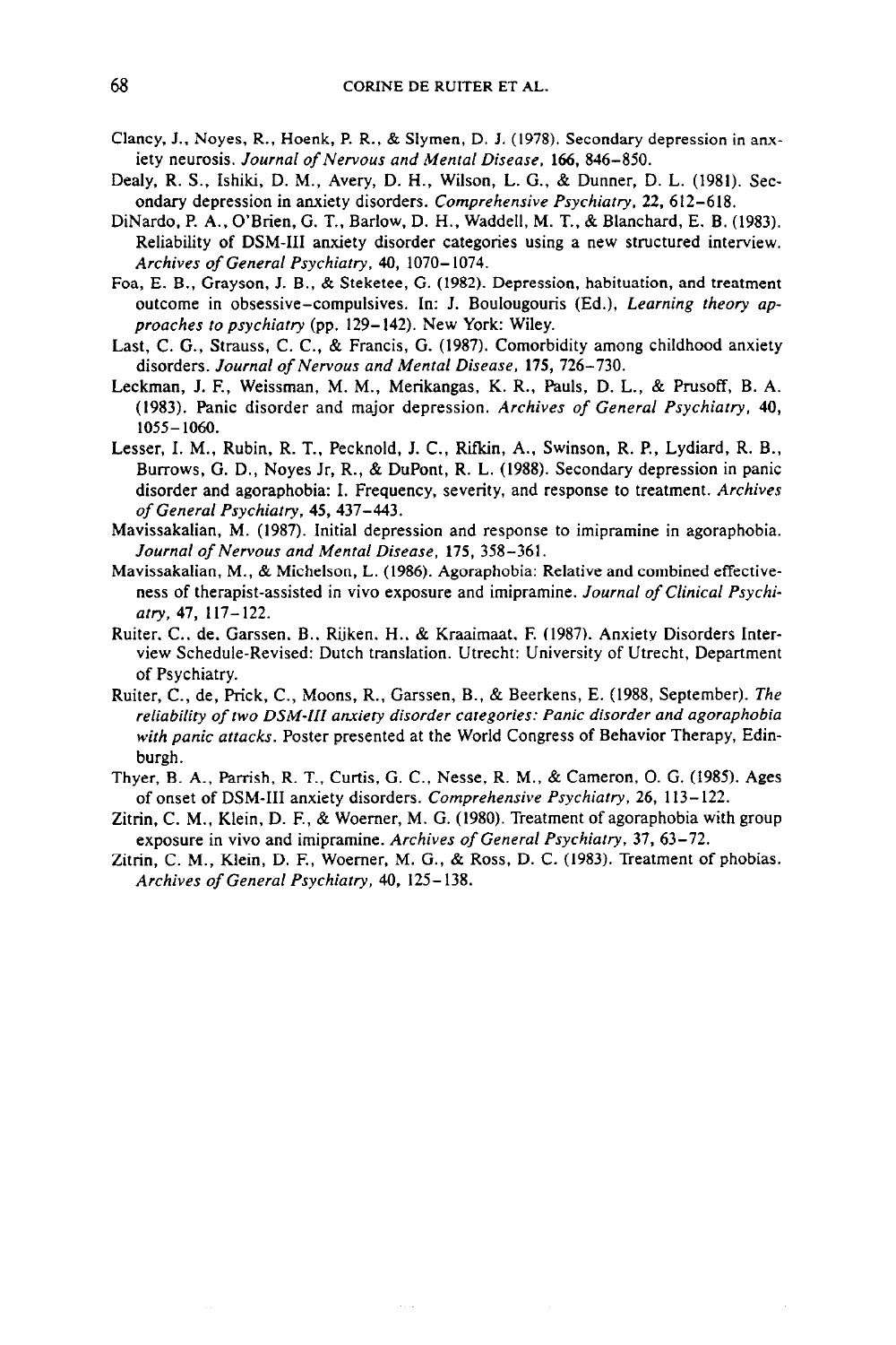Clancy, J., Noyes, R., Hoenk, P. R., & Slymen, D. J. (1978). Secondary depression in anxiety neurosis. *Journal of Nervous and Mental Disease*, **166**, 846–850.

Dealy, R. S., Ishiki, D. M., Avery, D. H., Wilson, L. G., & Dunner, D. L. (1981). Secondary depression in anxiety disorders. *Comprehensive Psychiatry*, **22**, 612–618.

DiNardo, P. A., O'Brien, G. T., Barlow, D. H., Waddell, M. T., & Blanchard, E. B. (1983). Reliability of DSM-III anxiety disorder categories using a new structured interview. *Archives of General Psychiatry*, **40**, 1070–1074.

Foa, E. B., Grayson, J. B., & Steketee, G. (1982). Depression, habituation, and treatment outcome in obsessive-compulsives. In: J. Boulougouris (Ed.), *Learning theory approaches to psychiatry* (pp. 129–142). New York: Wiley.

Last, C. G., Strauss, C. C., & Francis, G. (1987). Comorbidity among childhood anxiety disorders. *Journal of Nervous and Mental Disease*, **175**, 726–730.

Leckman, J. F., Weissman, M. M., Merikangas, K. R., Pauls, D. L., & Prusoff, B. A. (1983). Panic disorder and major depression. *Archives of General Psychiatry*, **40**, 1055–1060.

Lesser, I. M., Rubin, R. T., Pecknold, J. C., Rifkin, A., Swinson, R. P., Lydiard, R. B., Burrows, G. D., Noyes Jr, R., & DuPont, R. L. (1988). Secondary depression in panic disorder and agoraphobia: I. Frequency, severity, and response to treatment. *Archives of General Psychiatry*, **45**, 437–443.

Mavissakalian, M. (1987). Initial depression and response to imipramine in agoraphobia. *Journal of Nervous and Mental Disease*, **175**, 358–361.

Mavissakalian, M., & Michelson, L. (1986). Agoraphobia: Relative and combined effectiveness of therapist-assisted in vivo exposure and imipramine. *Journal of Clinical Psychiatry*, **47**, 117–122.

Ruiter, C., de, Garssen, B., Rijken, H., & Kraaimaat, F. (1987). Anxiety Disorders Interview Schedule-Revised: Dutch translation. Utrecht: University of Utrecht, Department of Psychiatry.

Ruiter, C., de, Prick, C., Moons, R., Garssen, B., & Beerkens, E. (1988, September). *The reliability of two DSM-III anxiety disorder categories: Panic disorder and agoraphobia with panic attacks*. Poster presented at the World Congress of Behavior Therapy, Edinburgh.

Thyer, B. A., Parrish, R. T., Curtis, G. C., Nesse, R. M., & Cameron, O. G. (1985). Ages of onset of DSM-III anxiety disorders. *Comprehensive Psychiatry*, **26**, 113–122.

Zitrin, C. M., Klein, D. F., & Woerner, M. G. (1980). Treatment of agoraphobia with group exposure in vivo and imipramine. *Archives of General Psychiatry*, **37**, 63–72.

Zitrin, C. M., Klein, D. F., Woerner, M. G., & Ross, D. C. (1983). Treatment of phobias. *Archives of General Psychiatry*, **40**, 125–138.